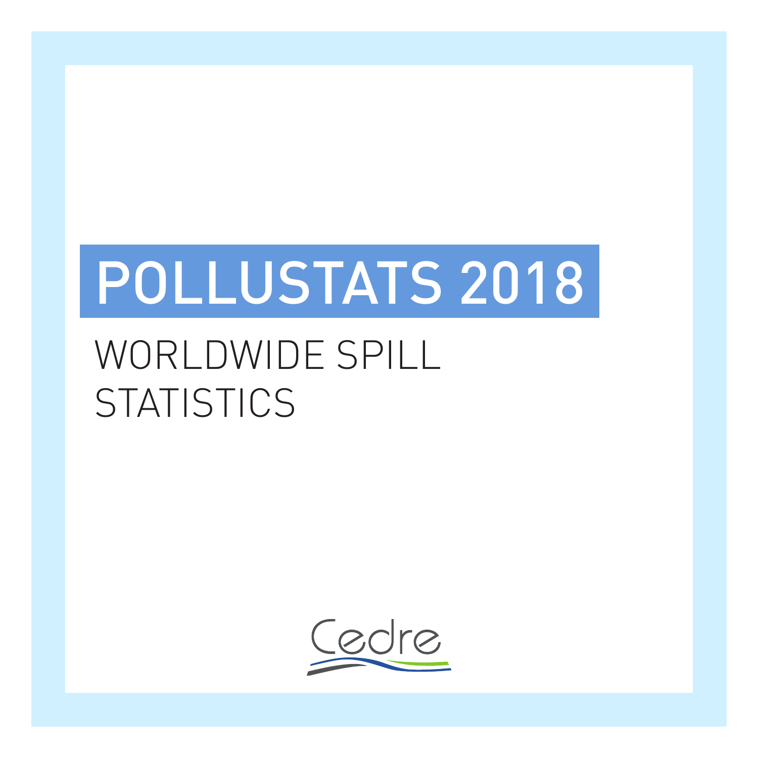# POLLUSTATS 2018

## WORLDWIDE SPILL STATISTICS

Cedre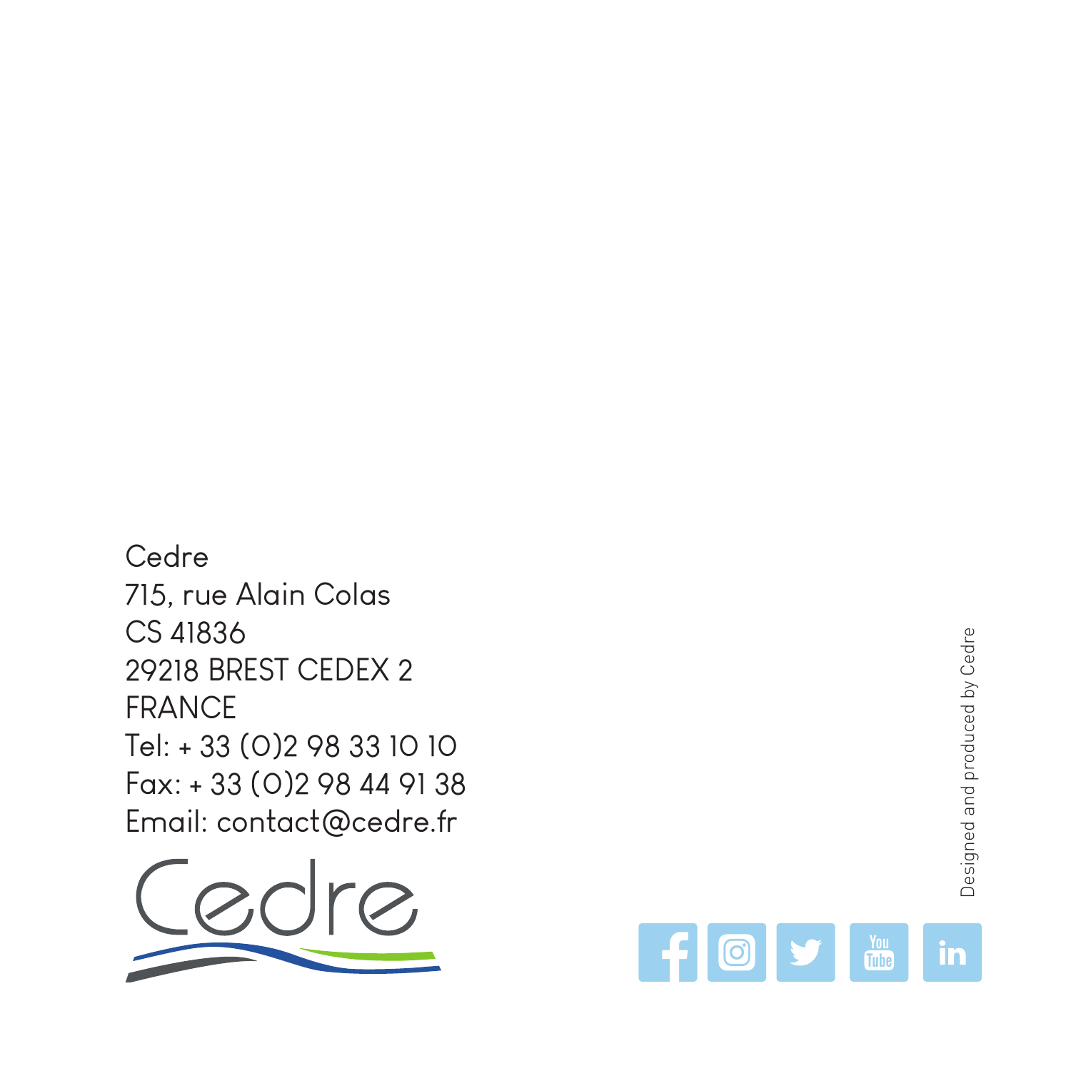Cedre
715, rue Alain Colas
CS 41836
29218 BREST CEDEX 2
FRANCE
Tel: + 33 (0)2 98 33 10 10
Fax: + 33 (0)2 98 44 91 38
Email: contact@cedre.fr

Designed and produced by Cedre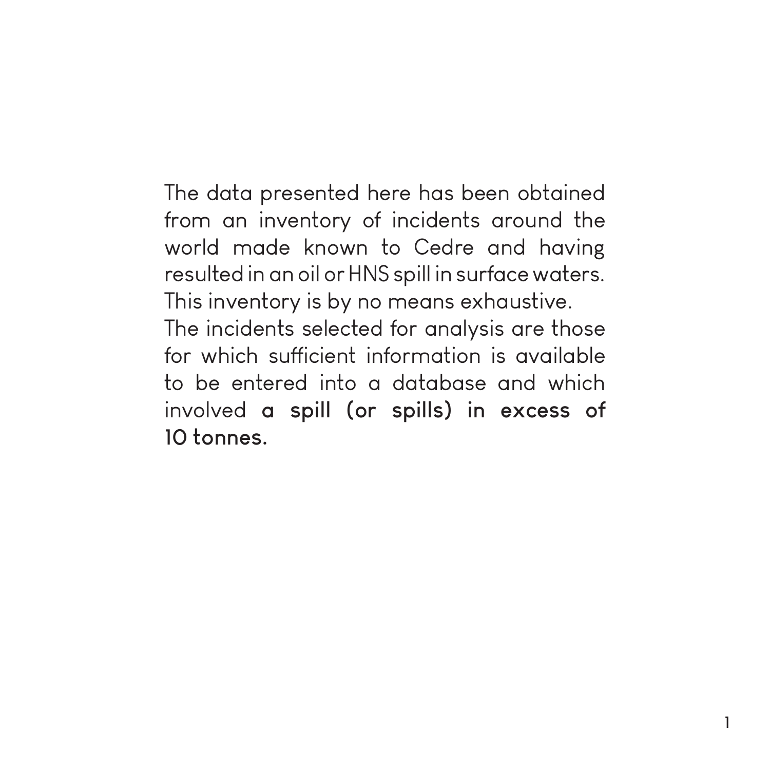The data presented here has been obtained from an inventory of incidents around the world made known to Cedre and having resulted in an oil or HNS spill in surface waters. This inventory is by no means exhaustive.

The incidents selected for analysis are those for which sufficient information is available to be entered into a database and which involved **a spill (or spills) in excess of 10 tonnes.**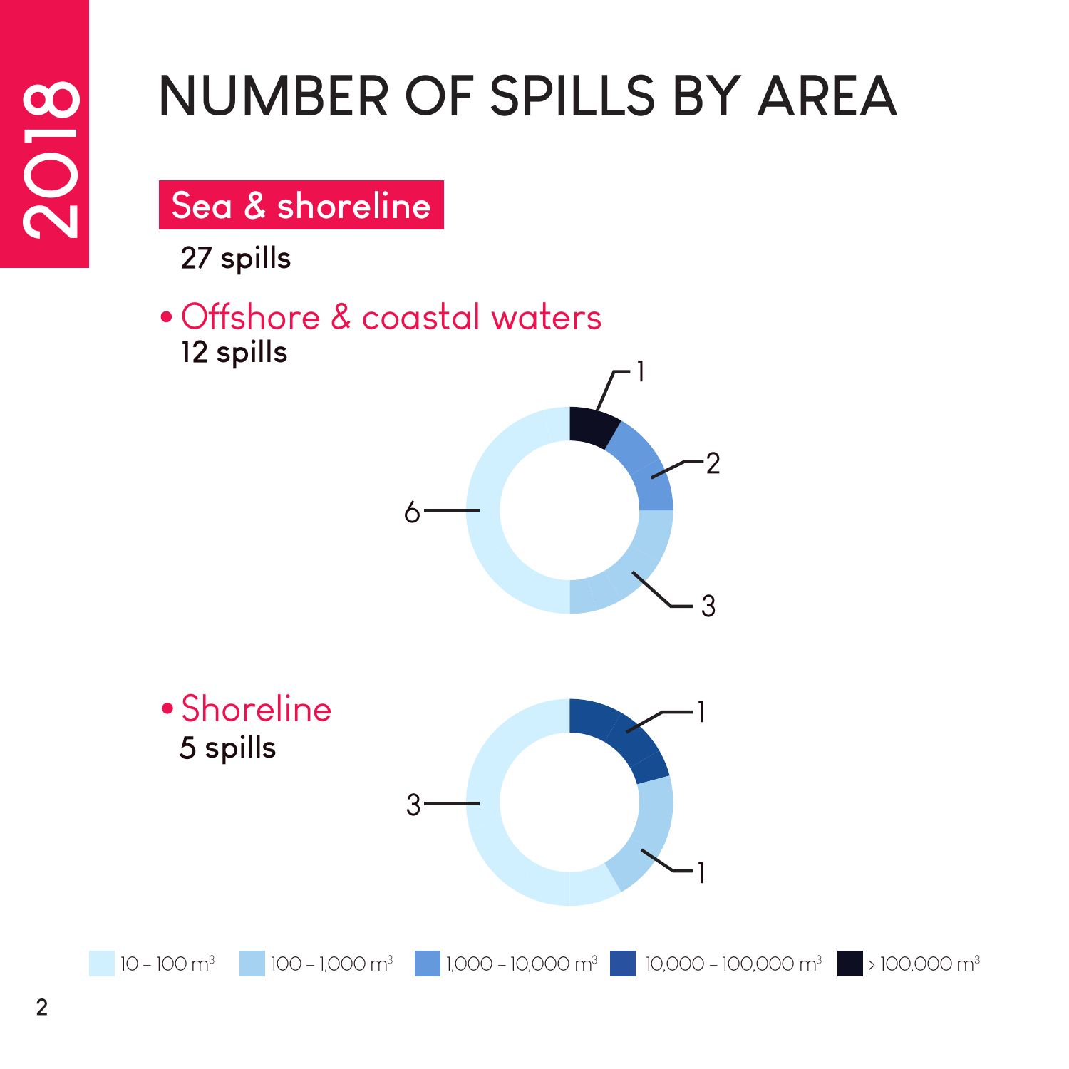# NUMBER OF SPILLS BY AREA

2018

## Sea & shoreline

27 spills

- **Offshore & coastal waters**
  12 spills

6, 3, 2, 1

- **Shoreline**
  5 spills

3, 1, 1

10 – 100 $m^3$ | 100 – 1,000 $m^3$ | 1,000 – 10,000 $m^3$ | 10,000 – 100,000 $m^3$ | > 100,000 $m^3$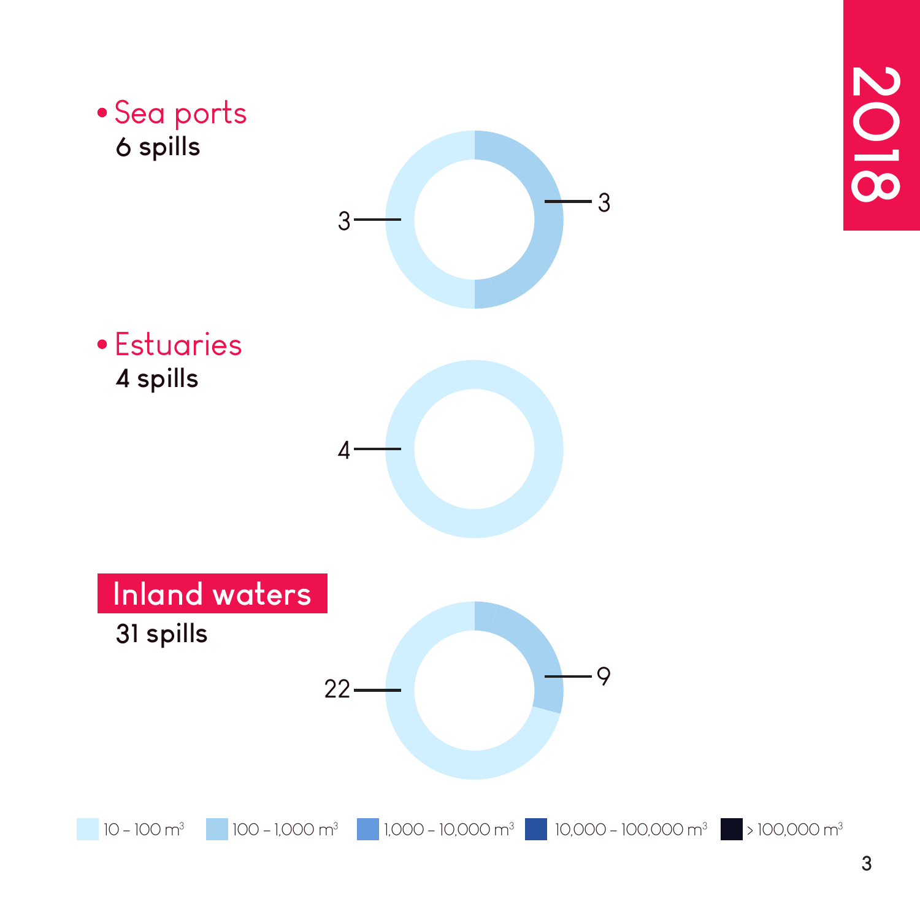# 2018

## • Sea ports
**6 spills**

3
3

## • Estuaries
**4 spills**

4

## Inland waters
**31 spills**

22
9

10 – 100 m³ | 100 – 1,000 m³ | 1,000 – 10,000 m³ | 10,000 – 100,000 m³ | > 100,000 m³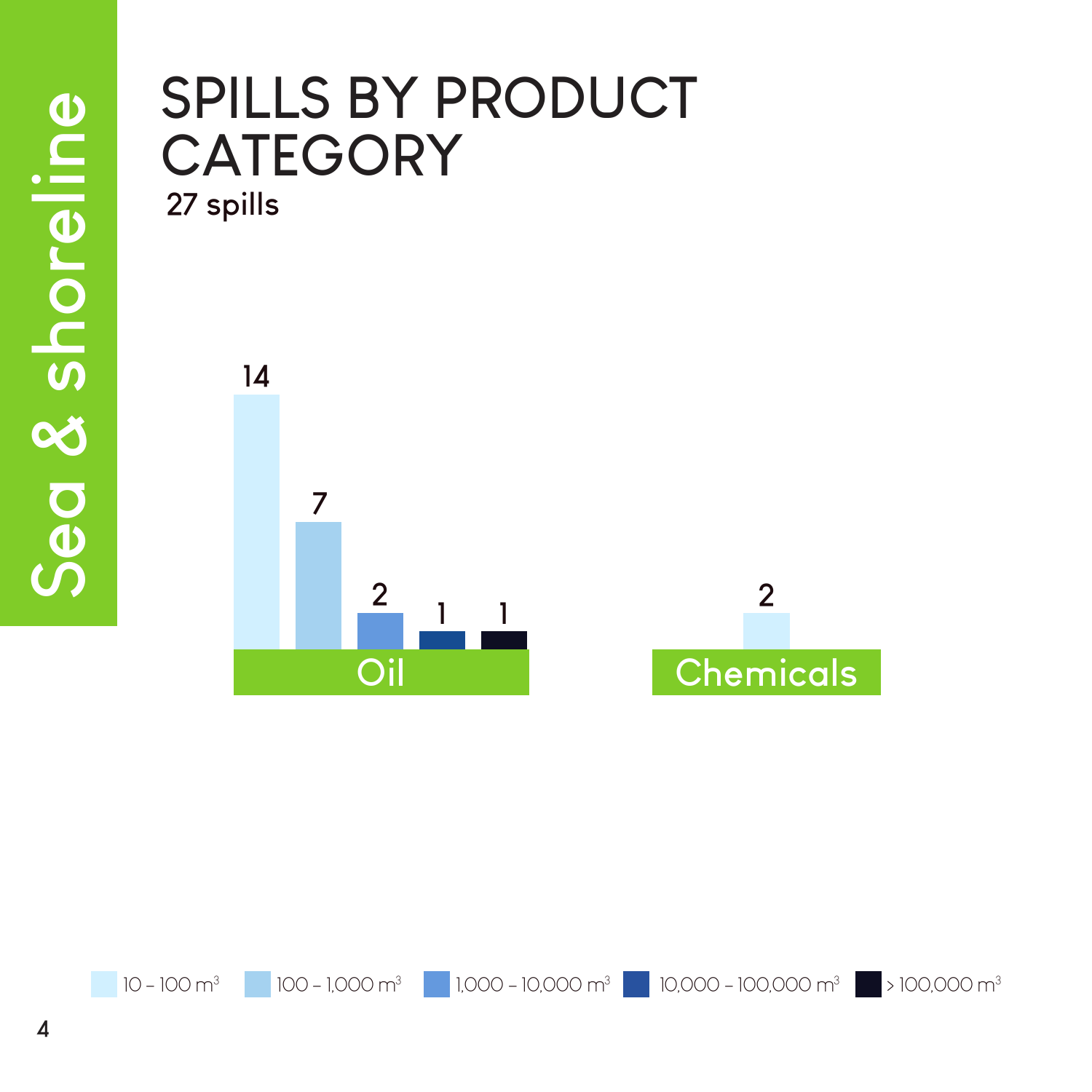Sea & shoreline

# SPILLS BY PRODUCT CATEGORY

27 spills

| Product category | 10 – 100 $m^3$ | 100 – 1,000 $m^3$ | 1,000 – 10,000 $m^3$ | 10,000 – 100,000 $m^3$ | > 100,000 $m^3$ |
|---|---|---|---|---|---|
| Oil | 14 | 7 | 2 | 1 | 1 |
| Chemicals | 2 | | | | |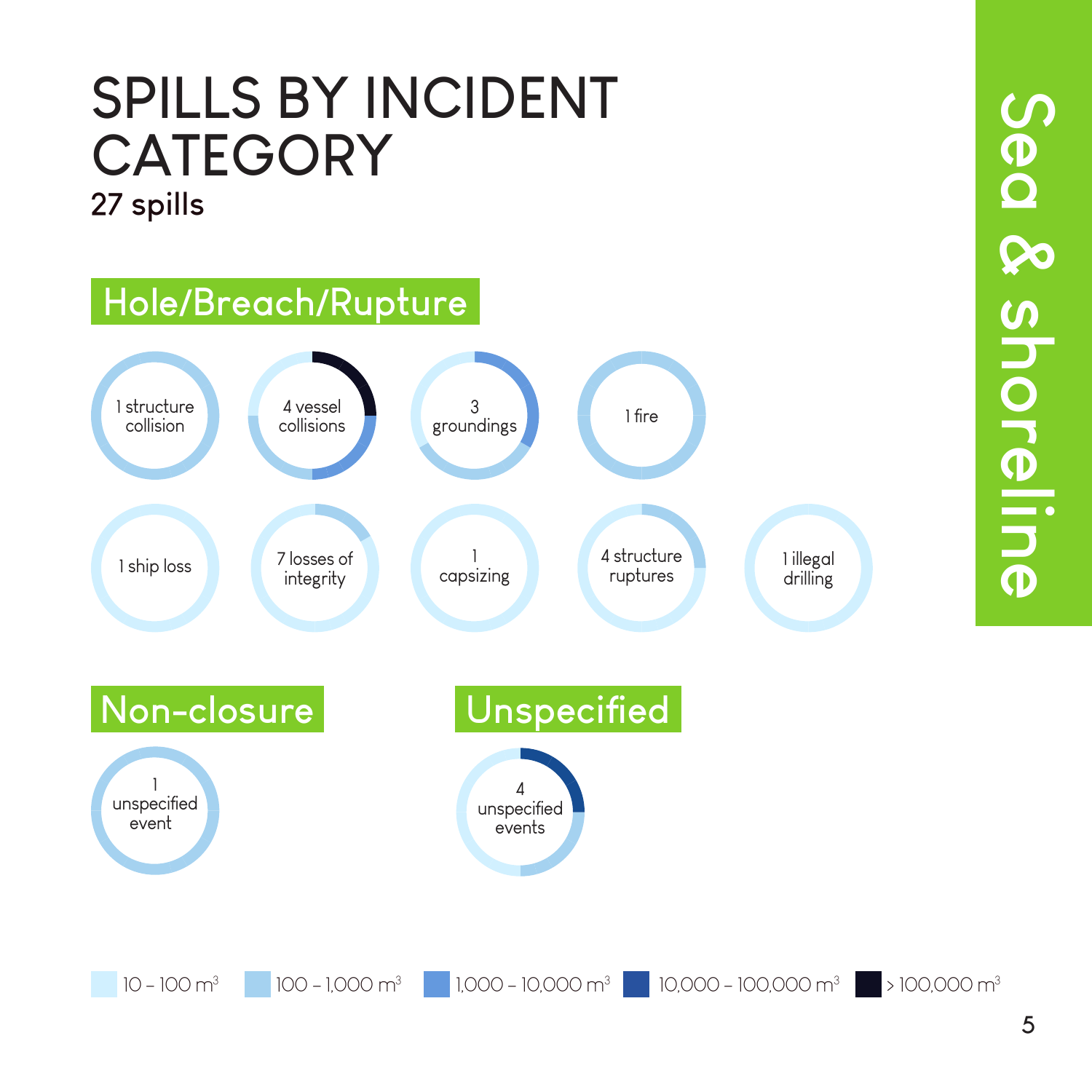# SPILLS BY INCIDENT CATEGORY

**27 spills**

## Hole/Breach/Rupture

- 1 structure collision
- 4 vessel collisions
- 3 groundings
- 1 fire
- 1 ship loss
- 7 losses of integrity
- 1 capsizing
- 4 structure ruptures
- 1 illegal drilling

## Non-closure

- 1 unspecified event

## Unspecified

- 4 unspecified events

10 – 100 $m^3$ | 100 – 1,000 $m^3$ | 1,000 – 10,000 $m^3$ | 10,000 – 100,000 $m^3$ | > 100,000 $m^3$

Sea & shoreline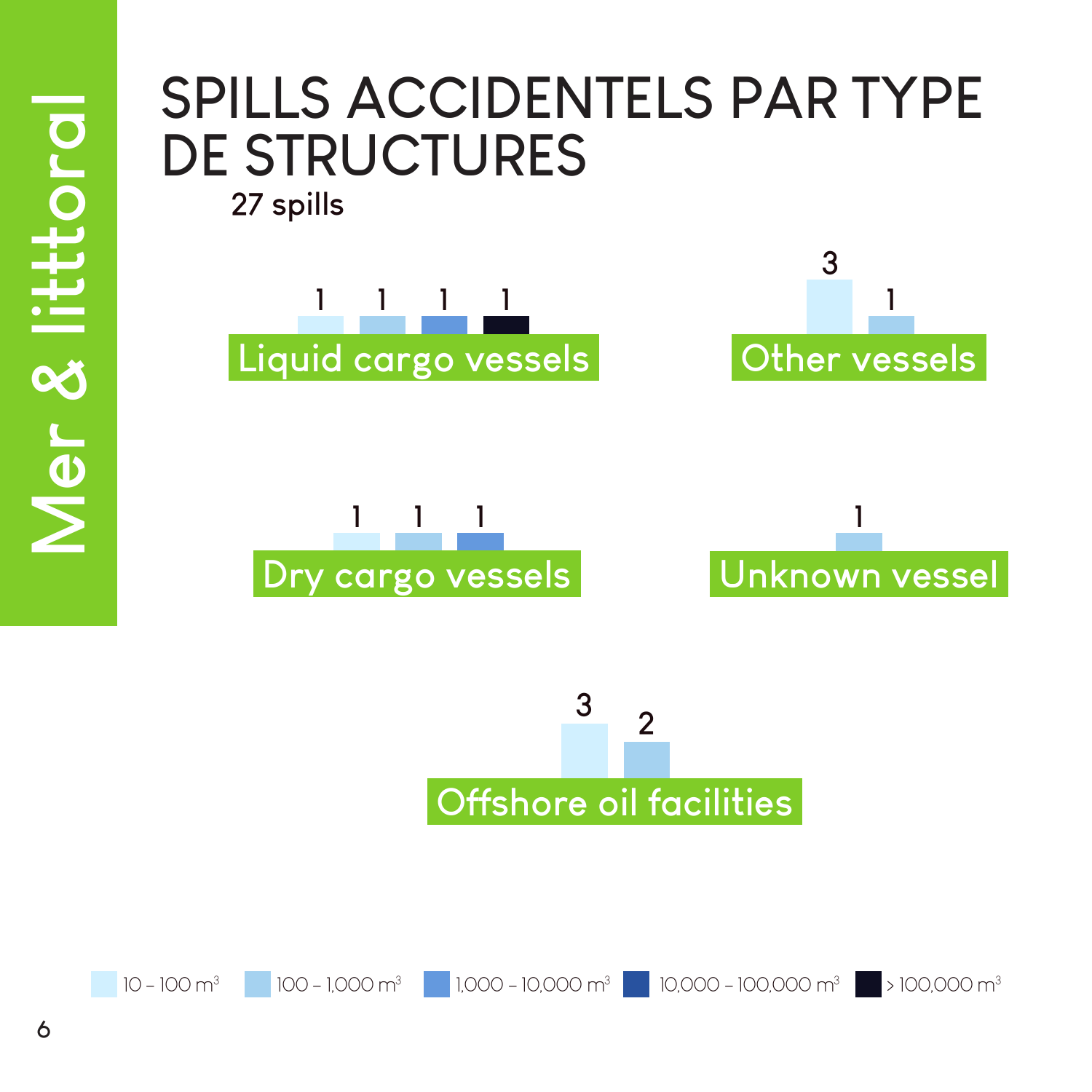# SPILLS ACCIDENTELS PAR TYPE DE STRUCTURES

27 spills

| Type de structure | 10 – 100 $m^3$ | 100 – 1,000 $m^3$ | 1,000 – 10,000 $m^3$ | 10,000 – 100,000 $m^3$ | > 100,000 $m^3$ |
| --- | --- | --- | --- | --- | --- |
| Liquid cargo vessels | 1 | 1 | 1 | | 1 |
| Other vessels | 3 | 1 | | | |
| Dry cargo vessels | 1 | 1 | 1 | | |
| Unknown vessel | | 1 | | | |
| Offshore oil facilities | 3 | 2 | | | |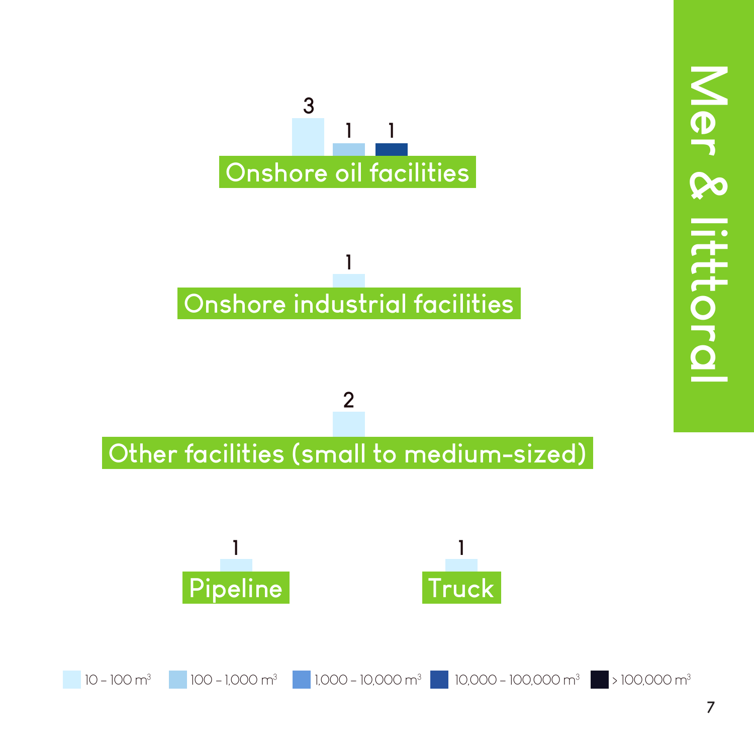# Mer & littoral

## Onshore oil facilities

| 10 – 100 $m^3$ | 100 – 1,000 $m^3$ | 10,000 – 100,000 $m^3$ |
|---|---|---|
| 3 | 1 | 1 |

## Onshore industrial facilities

| 10 – 100 $m^3$ |
|---|
| 1 |

## Other facilities (small to medium-sized)

| 10 – 100 $m^3$ |
|---|
| 2 |

## Pipeline

| 10 – 100 $m^3$ |
|---|
| 1 |

## Truck

| 10 – 100 $m^3$ |
|---|
| 1 |

Legend: 10 – 100 $m^3$ | 100 – 1,000 $m^3$ | 1,000 – 10,000 $m^3$ | 10,000 – 100,000 $m^3$ | > 100,000 $m^3$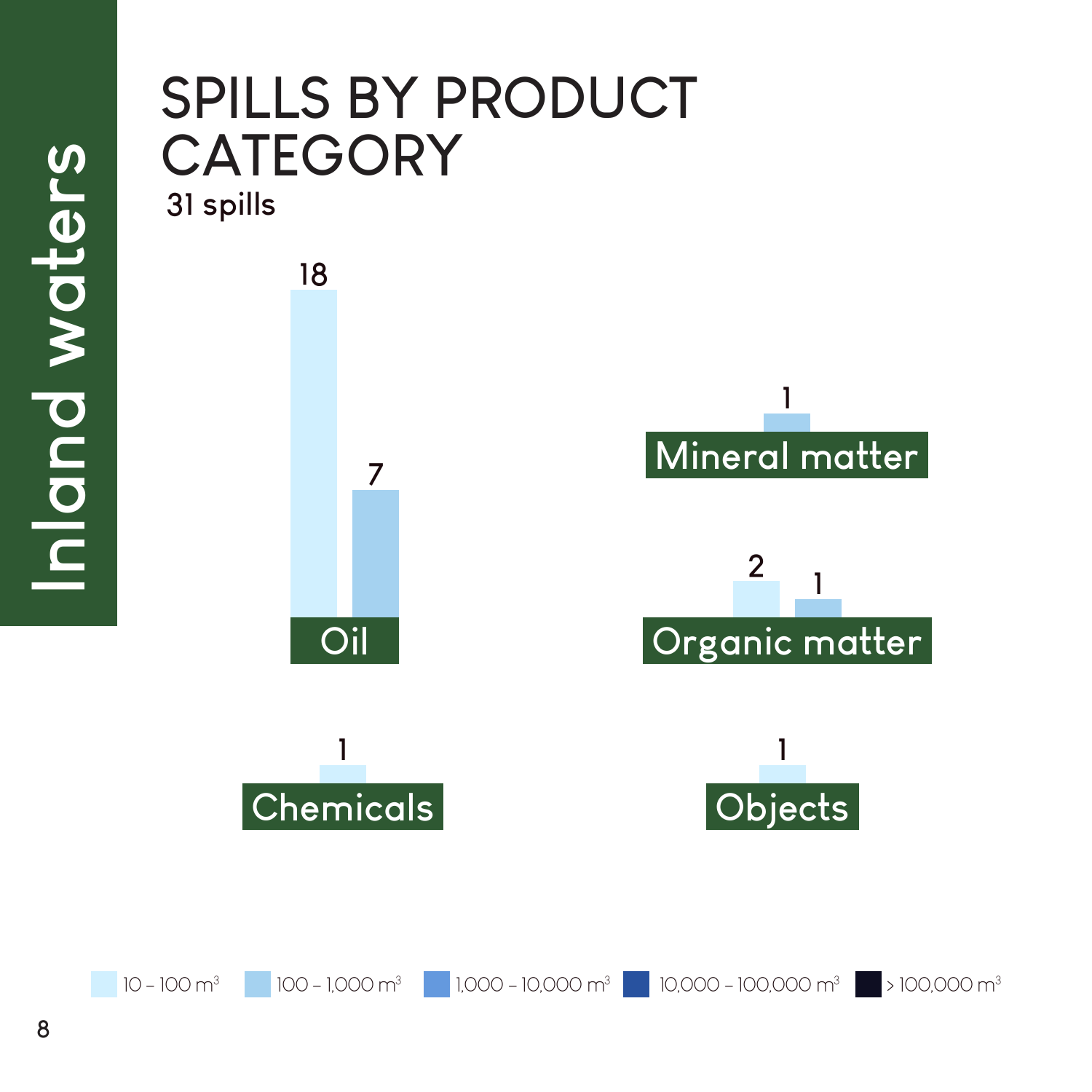Inland waters

# SPILLS BY PRODUCT CATEGORY

31 spills

| Product category | 10 – 100 $m^3$ | 100 – 1,000 $m^3$ | 1,000 – 10,000 $m^3$ | 10,000 – 100,000 $m^3$ | > 100,000 $m^3$ |
| --- | --- | --- | --- | --- | --- |
| Oil | 18 | 7 | | | |
| Mineral matter | | 1 | | | |
| Organic matter | 2 | 1 | | | |
| Chemicals | 1 | | | | |
| Objects | 1 | | | | |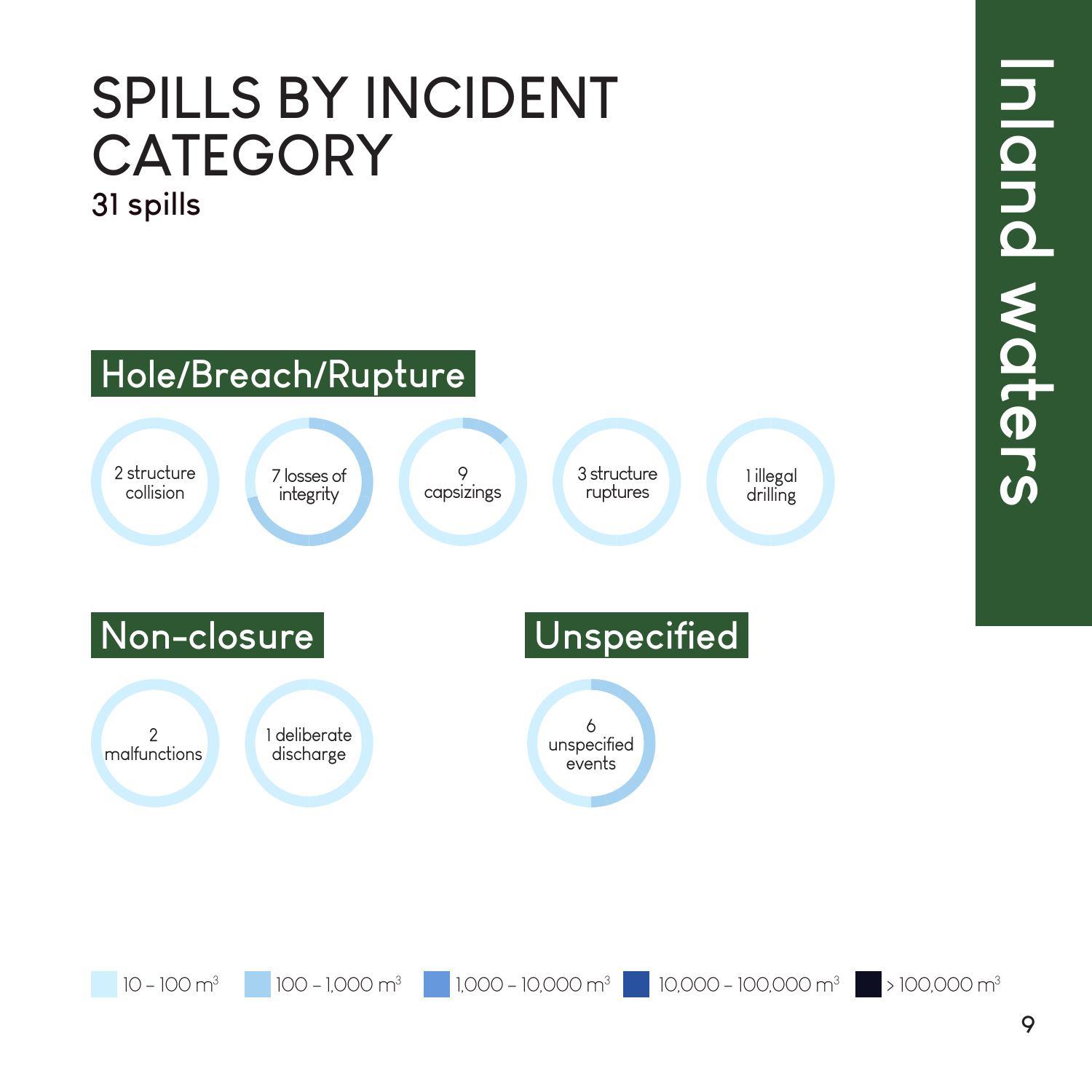# SPILLS BY INCIDENT CATEGORY

**31 spills**

## Hole/Breach/Rupture

- 2 structure collision
- 7 losses of integrity
- 9 capsizings
- 3 structure ruptures
- 1 illegal drilling

## Non-closure

- 2 malfunctions
- 1 deliberate discharge

## Unspecified

- 6 unspecified events

10 – 100 $m^3$ | 100 – 1,000 $m^3$ | 1,000 – 10,000 $m^3$ | 10,000 – 100,000 $m^3$ | > 100,000 $m^3$

Inland waters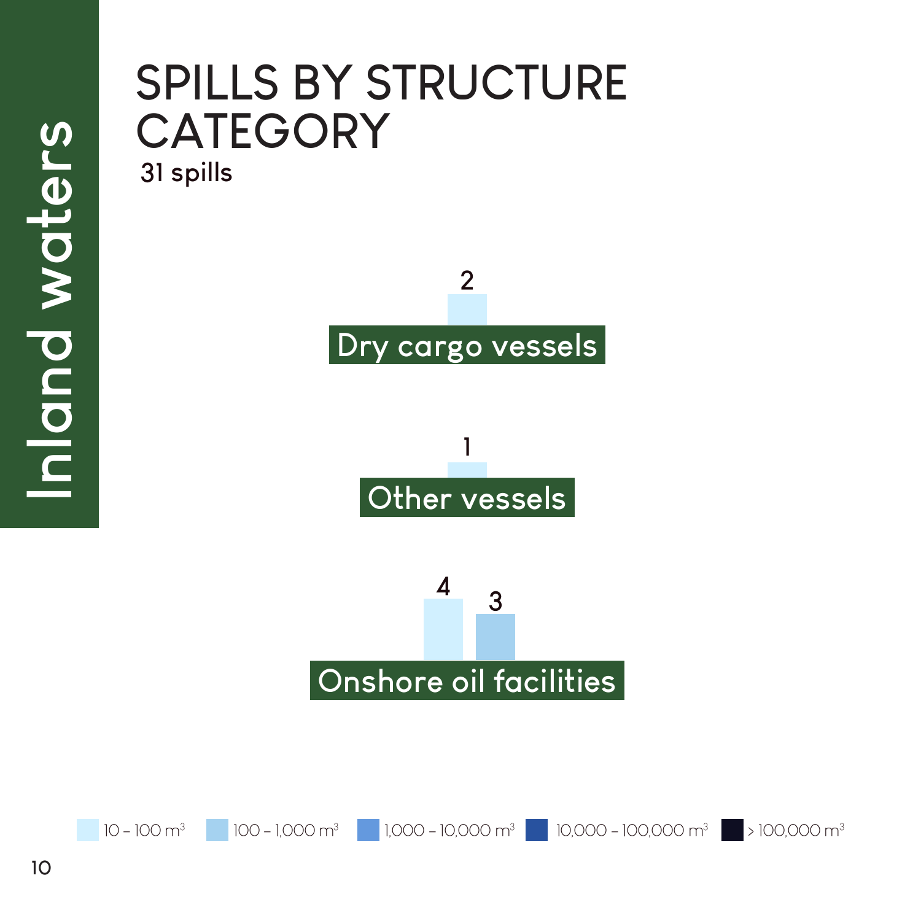Inland waters

# SPILLS BY STRUCTURE CATEGORY

31 spills

| Structure category | 10 – 100 m³ | 100 – 1,000 m³ |
| --- | --- | --- |
| Dry cargo vessels | 2 | |
| Other vessels | 1 | |
| Onshore oil facilities | 4 | 3 |

10 – 100 m³ | 100 – 1,000 m³ | 1,000 – 10,000 m³ | 10,000 – 100,000 m³ | > 100,000 m³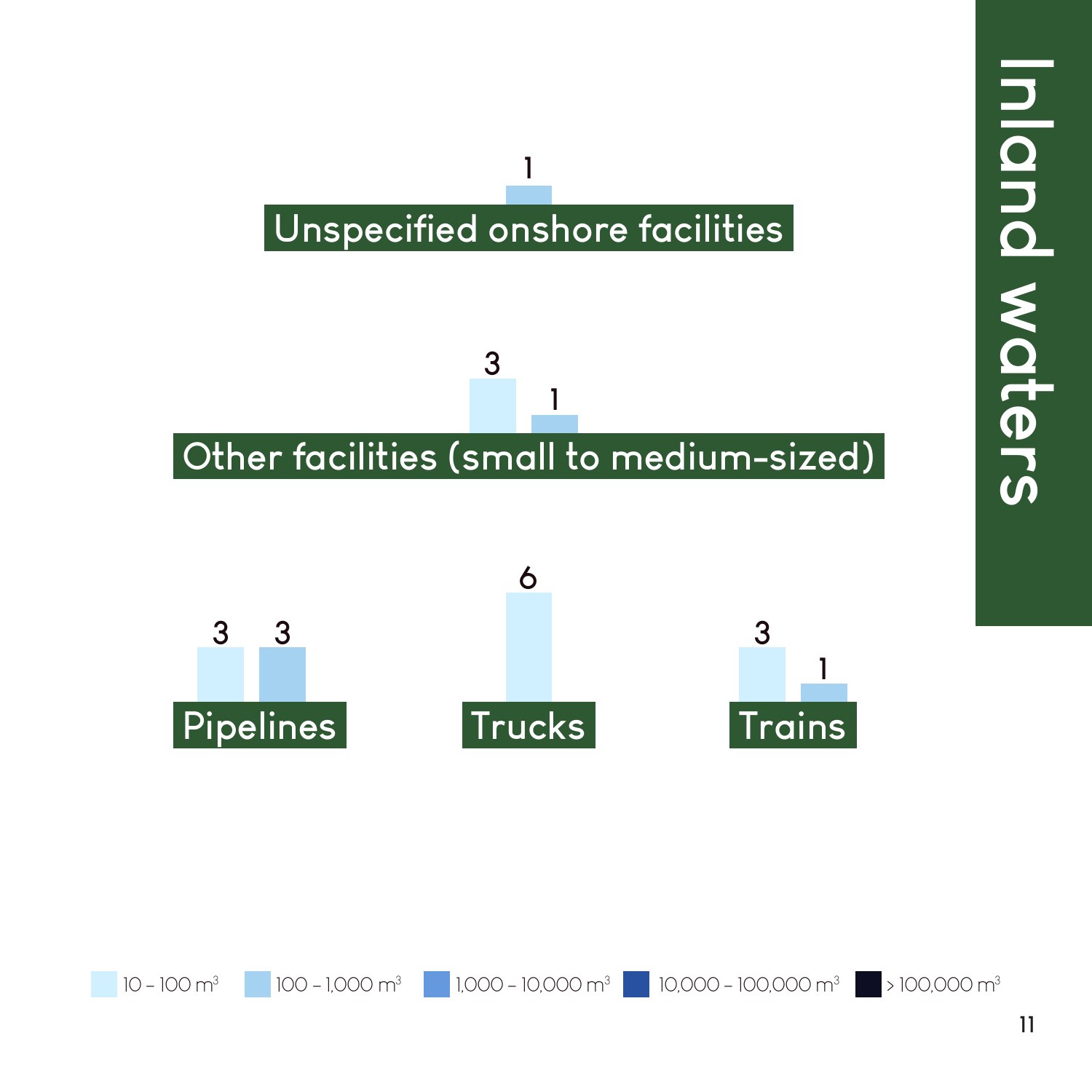# Inland waters

**Unspecified onshore facilities**

| Category | 10 – 100 m³ | 100 – 1,000 m³ |
|---|---|---|
| Unspecified onshore facilities | | 1 |
| Other facilities (small to medium-sized) | 3 | 1 |
| Pipelines | 3 | 3 |
| Trucks | 6 | |
| Trains | 3 | 1 |

Legend: 10 – 100 $m^3$ | 100 – 1,000 $m^3$ | 1,000 – 10,000 $m^3$ | 10,000 – 100,000 $m^3$ | > 100,000 $m^3$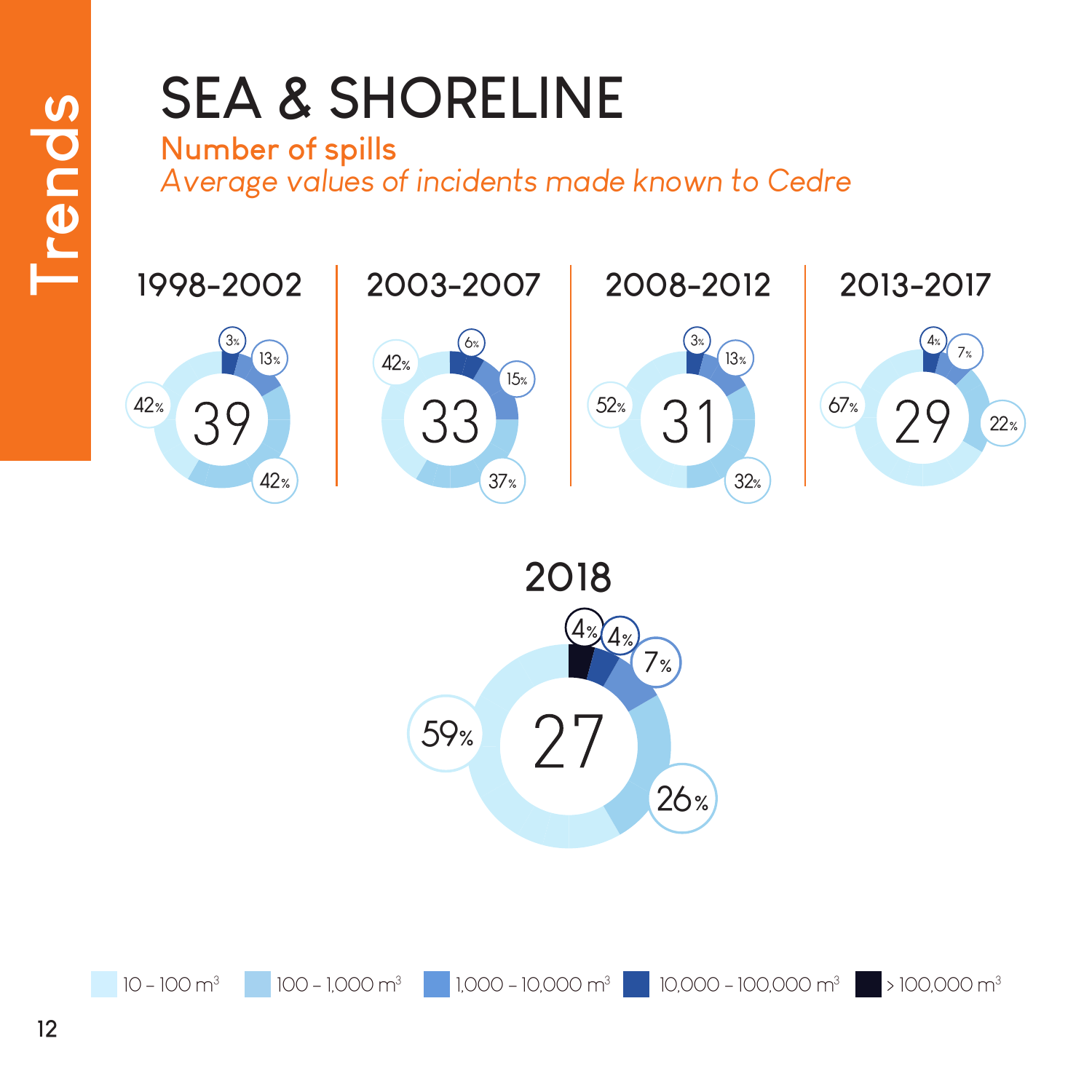Trends

# SEA & SHORELINE

## Number of spills

*Average values of incidents made known to Cedre*

| Period | Average number of spills | 10 – 100 $m^3$ | 100 – 1,000 $m^3$ | 1,000 – 10,000 $m^3$ | 10,000 – 100,000 $m^3$ | > 100,000 $m^3$ |
|---|---|---|---|---|---|---|
| 1998-2002 | 39 | 42% | 42% | 13% | 3% | |
| 2003-2007 | 33 | 42% | 37% | 15% | 6% | |
| 2008-2012 | 31 | 52% | 32% | 13% | 3% | |
| 2013-2017 | 29 | 67% | 22% | 7% | 4% | |
| 2018 | 27 | 59% | 26% | 7% | 4% | 4% |

10 – 100 $m^3$ | 100 – 1,000 $m^3$ | 1,000 – 10,000 $m^3$ | 10,000 – 100,000 $m^3$ | > 100,000 $m^3$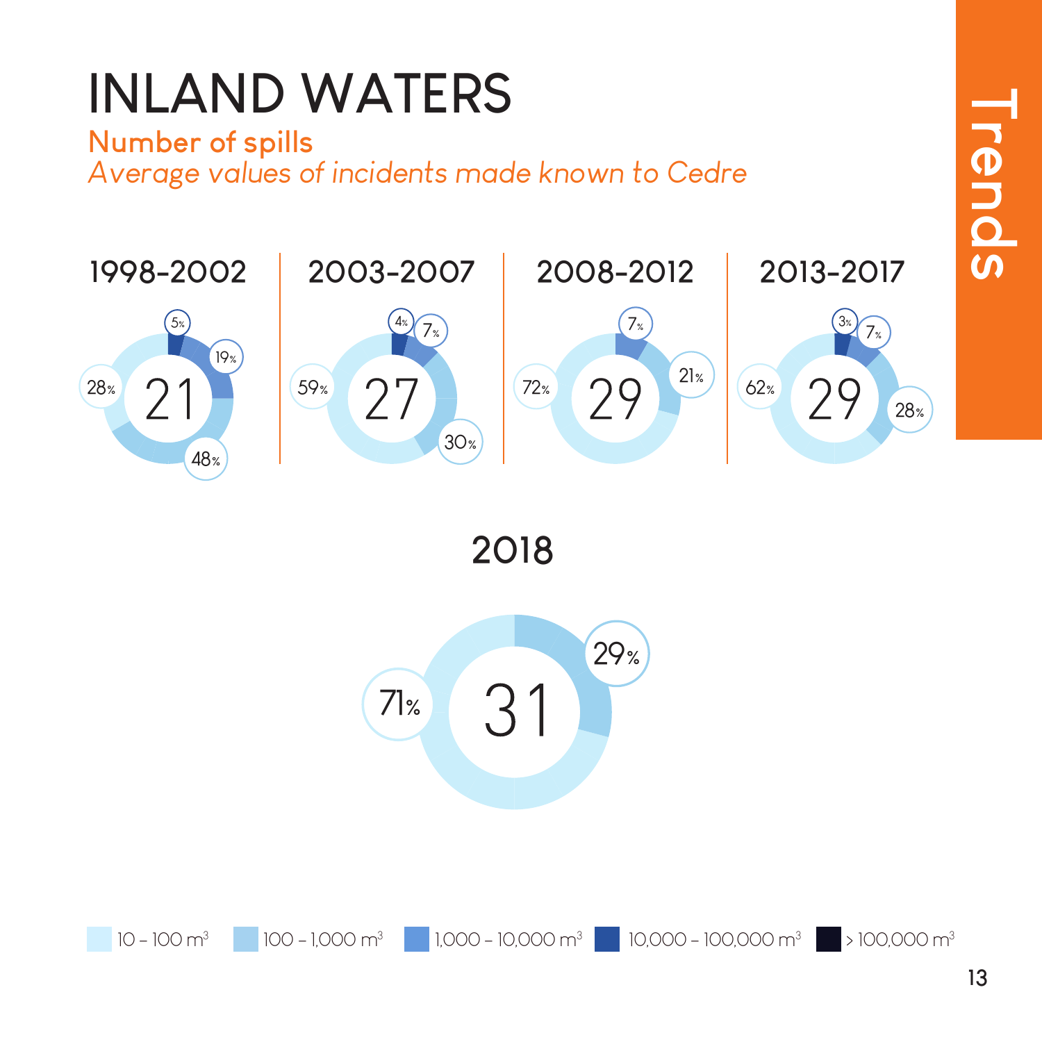# INLAND WATERS

## Number of spills

*Average values of incidents made known to Cedre*

### 1998-2002

21

- 28%
- 48%
- 19%
- 5%

### 2003-2007

27

- 59%
- 30%
- 7%
- 4%

### 2008-2012

29

- 72%
- 21%
- 7%

### 2013-2017

29

- 62%
- 28%
- 7%
- 3%

### 2018

31

- 71%
- 29%

Legend: 10 – 100 $m^3$ | 100 – 1,000 $m^3$ | 1,000 – 10,000 $m^3$ | 10,000 – 100,000 $m^3$ | > 100,000 $m^3$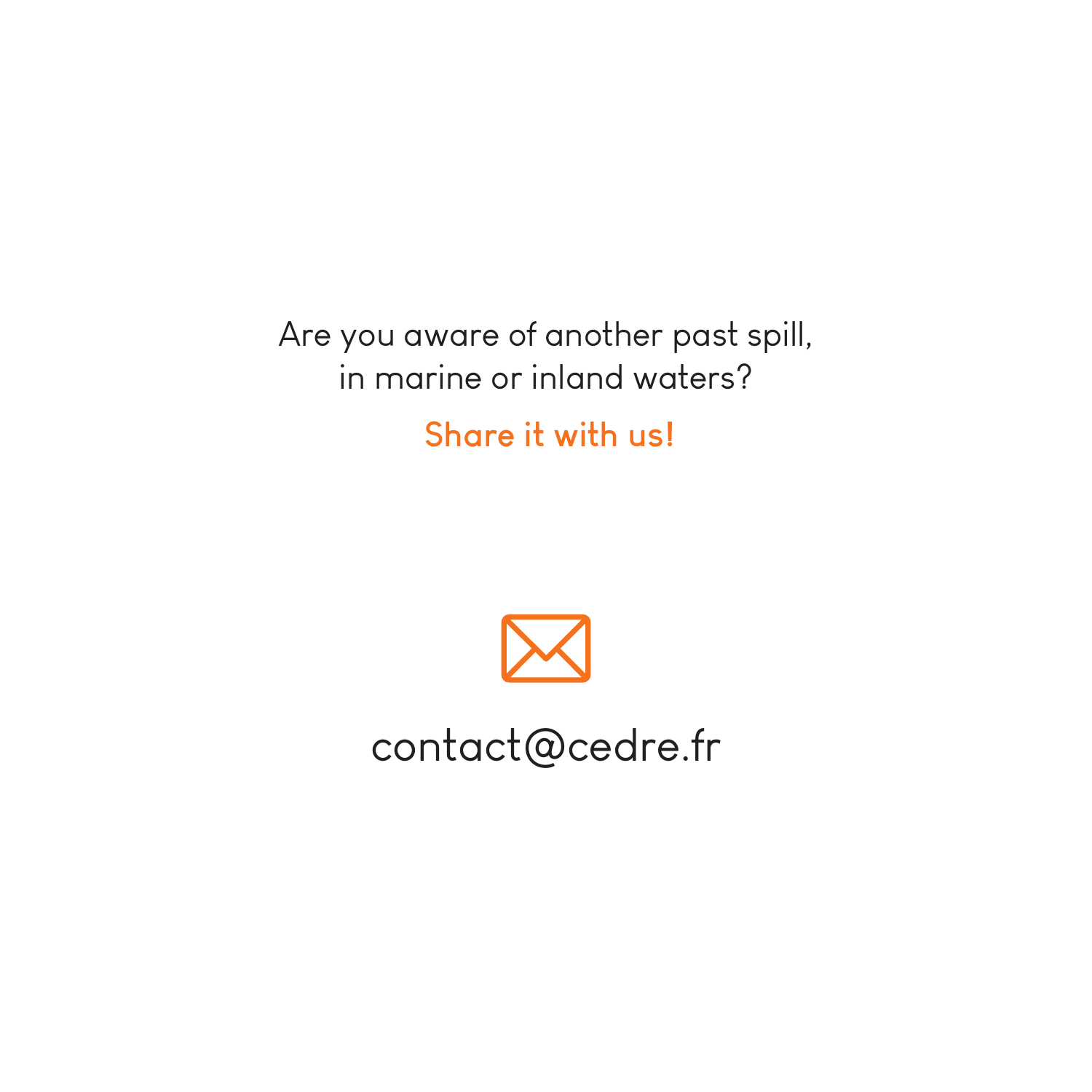Are you aware of another past spill,
in marine or inland waters?

**Share it with us!**

contact@cedre.fr